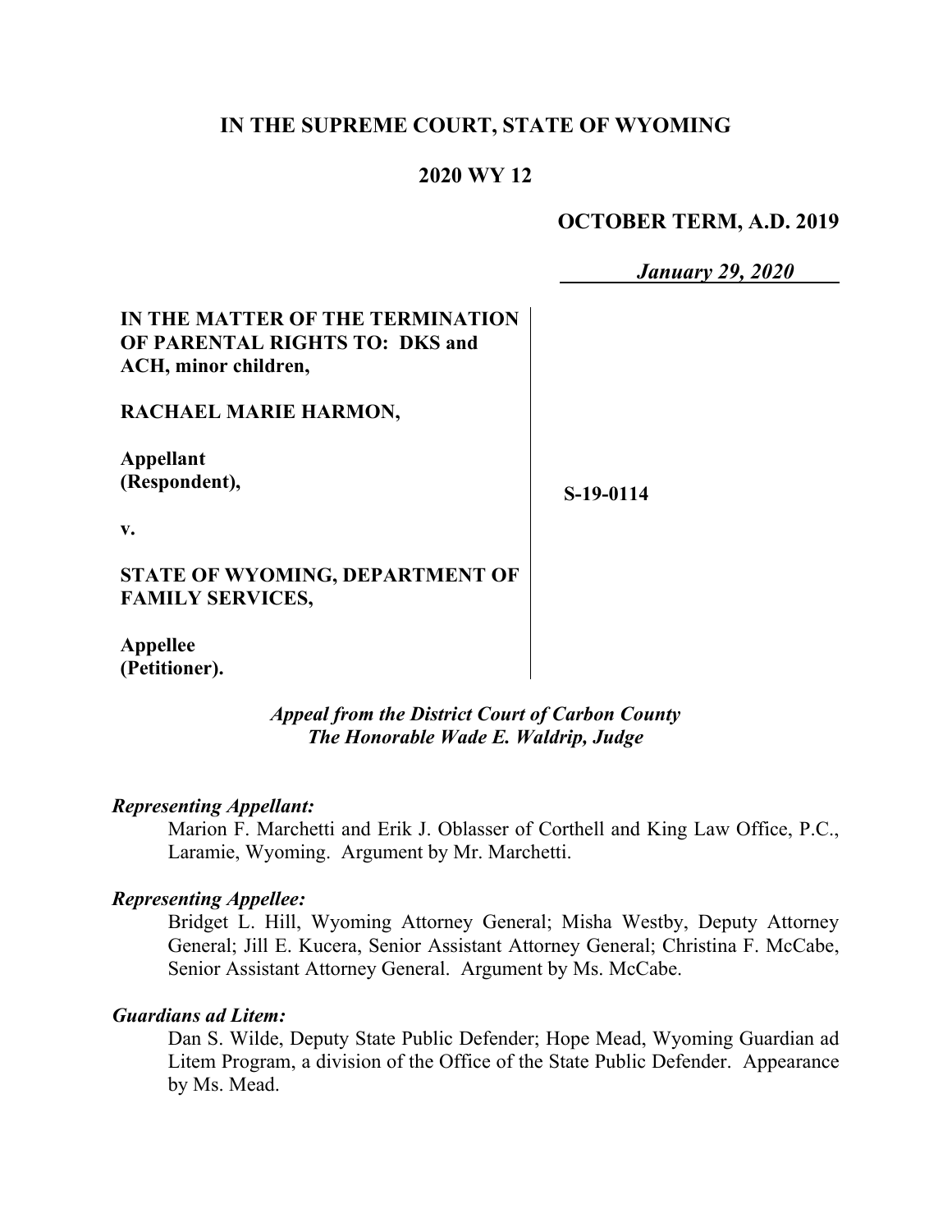**IN THE SUPREME COURT, STATE OF WYOMING**

**2020 WY 12**

**OCTOBER TERM, A.D. 2019**

***January 29, 2020***

**IN THE MATTER OF THE TERMINATION OF PARENTAL RIGHTS TO: DKS and ACH, minor children,**

**RACHAEL MARIE HARMON,**

**Appellant (Respondent),**

**v.**

**STATE OF WYOMING, DEPARTMENT OF FAMILY SERVICES,**

**Appellee (Petitioner).**

**S-19-0114**

***Appeal from the District Court of Carbon County***
***The Honorable Wade E. Waldrip, Judge***

***Representing Appellant:***

Marion F. Marchetti and Erik J. Oblasser of Corthell and King Law Office, P.C., Laramie, Wyoming. Argument by Mr. Marchetti.

***Representing Appellee:***

Bridget L. Hill, Wyoming Attorney General; Misha Westby, Deputy Attorney General; Jill E. Kucera, Senior Assistant Attorney General; Christina F. McCabe, Senior Assistant Attorney General. Argument by Ms. McCabe.

***Guardians ad Litem:***

Dan S. Wilde, Deputy State Public Defender; Hope Mead, Wyoming Guardian ad Litem Program, a division of the Office of the State Public Defender. Appearance by Ms. Mead.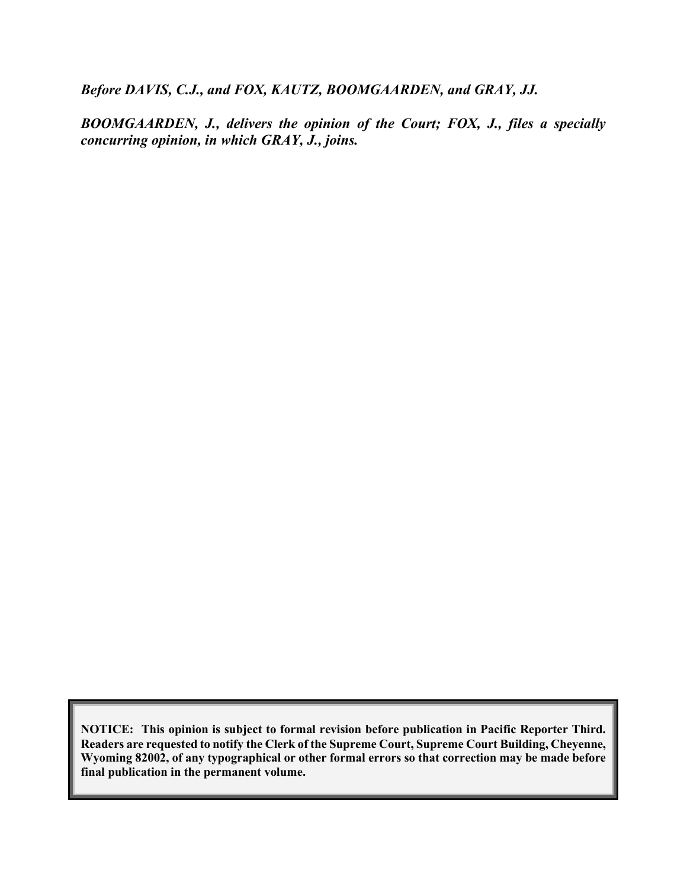***Before DAVIS, C.J., and FOX, KAUTZ, BOOMGAARDEN, and GRAY, JJ.***

***BOOMGAARDEN, J., delivers the opinion of the Court; FOX, J., files a specially concurring opinion, in which GRAY, J., joins.***

**NOTICE: This opinion is subject to formal revision before publication in Pacific Reporter Third. Readers are requested to notify the Clerk of the Supreme Court, Supreme Court Building, Cheyenne, Wyoming 82002, of any typographical or other formal errors so that correction may be made before final publication in the permanent volume.**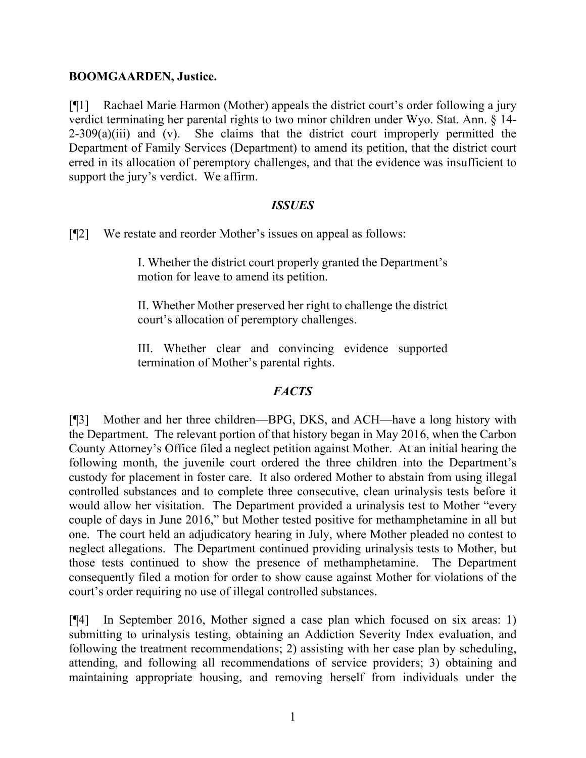**BOOMGAARDEN, Justice.**

[¶1] Rachael Marie Harmon (Mother) appeals the district court's order following a jury verdict terminating her parental rights to two minor children under Wyo. Stat. Ann. § 14-2-309(a)(iii) and (v). She claims that the district court improperly permitted the Department of Family Services (Department) to amend its petition, that the district court erred in its allocation of peremptory challenges, and that the evidence was insufficient to support the jury's verdict. We affirm.

## *ISSUES*

[¶2] We restate and reorder Mother's issues on appeal as follows:

> I. Whether the district court properly granted the Department's motion for leave to amend its petition.
>
> II. Whether Mother preserved her right to challenge the district court's allocation of peremptory challenges.
>
> III. Whether clear and convincing evidence supported termination of Mother's parental rights.

## *FACTS*

[¶3] Mother and her three children—BPG, DKS, and ACH—have a long history with the Department. The relevant portion of that history began in May 2016, when the Carbon County Attorney's Office filed a neglect petition against Mother. At an initial hearing the following month, the juvenile court ordered the three children into the Department's custody for placement in foster care. It also ordered Mother to abstain from using illegal controlled substances and to complete three consecutive, clean urinalysis tests before it would allow her visitation. The Department provided a urinalysis test to Mother "every couple of days in June 2016," but Mother tested positive for methamphetamine in all but one. The court held an adjudicatory hearing in July, where Mother pleaded no contest to neglect allegations. The Department continued providing urinalysis tests to Mother, but those tests continued to show the presence of methamphetamine. The Department consequently filed a motion for order to show cause against Mother for violations of the court's order requiring no use of illegal controlled substances.

[¶4] In September 2016, Mother signed a case plan which focused on six areas: 1) submitting to urinalysis testing, obtaining an Addiction Severity Index evaluation, and following the treatment recommendations; 2) assisting with her case plan by scheduling, attending, and following all recommendations of service providers; 3) obtaining and maintaining appropriate housing, and removing herself from individuals under the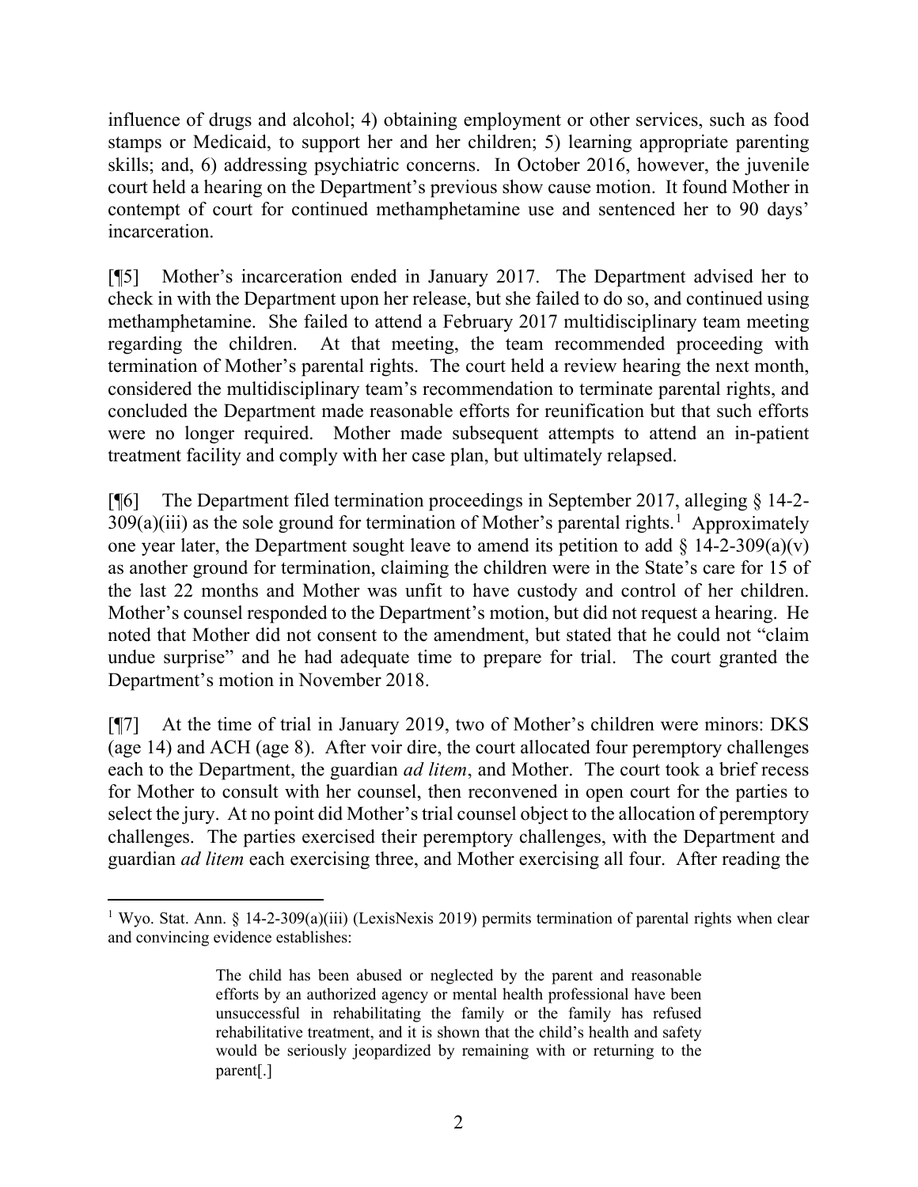influence of drugs and alcohol; 4) obtaining employment or other services, such as food stamps or Medicaid, to support her and her children; 5) learning appropriate parenting skills; and, 6) addressing psychiatric concerns. In October 2016, however, the juvenile court held a hearing on the Department's previous show cause motion. It found Mother in contempt of court for continued methamphetamine use and sentenced her to 90 days' incarceration.

[¶5] Mother's incarceration ended in January 2017. The Department advised her to check in with the Department upon her release, but she failed to do so, and continued using methamphetamine. She failed to attend a February 2017 multidisciplinary team meeting regarding the children. At that meeting, the team recommended proceeding with termination of Mother's parental rights. The court held a review hearing the next month, considered the multidisciplinary team's recommendation to terminate parental rights, and concluded the Department made reasonable efforts for reunification but that such efforts were no longer required. Mother made subsequent attempts to attend an in-patient treatment facility and comply with her case plan, but ultimately relapsed.

[¶6] The Department filed termination proceedings in September 2017, alleging § 14-2-309(a)(iii) as the sole ground for termination of Mother's parental rights.[1] Approximately one year later, the Department sought leave to amend its petition to add § 14-2-309(a)(v) as another ground for termination, claiming the children were in the State's care for 15 of the last 22 months and Mother was unfit to have custody and control of her children. Mother's counsel responded to the Department's motion, but did not request a hearing. He noted that Mother did not consent to the amendment, but stated that he could not "claim undue surprise" and he had adequate time to prepare for trial. The court granted the Department's motion in November 2018.

[¶7] At the time of trial in January 2019, two of Mother's children were minors: DKS (age 14) and ACH (age 8). After voir dire, the court allocated four peremptory challenges each to the Department, the guardian *ad litem*, and Mother. The court took a brief recess for Mother to consult with her counsel, then reconvened in open court for the parties to select the jury. At no point did Mother's trial counsel object to the allocation of peremptory challenges. The parties exercised their peremptory challenges, with the Department and guardian *ad litem* each exercising three, and Mother exercising all four. After reading the

---

[1] Wyo. Stat. Ann. § 14-2-309(a)(iii) (LexisNexis 2019) permits termination of parental rights when clear and convincing evidence establishes:

> The child has been abused or neglected by the parent and reasonable efforts by an authorized agency or mental health professional have been unsuccessful in rehabilitating the family or the family has refused rehabilitative treatment, and it is shown that the child's health and safety would be seriously jeopardized by remaining with or returning to the parent[.]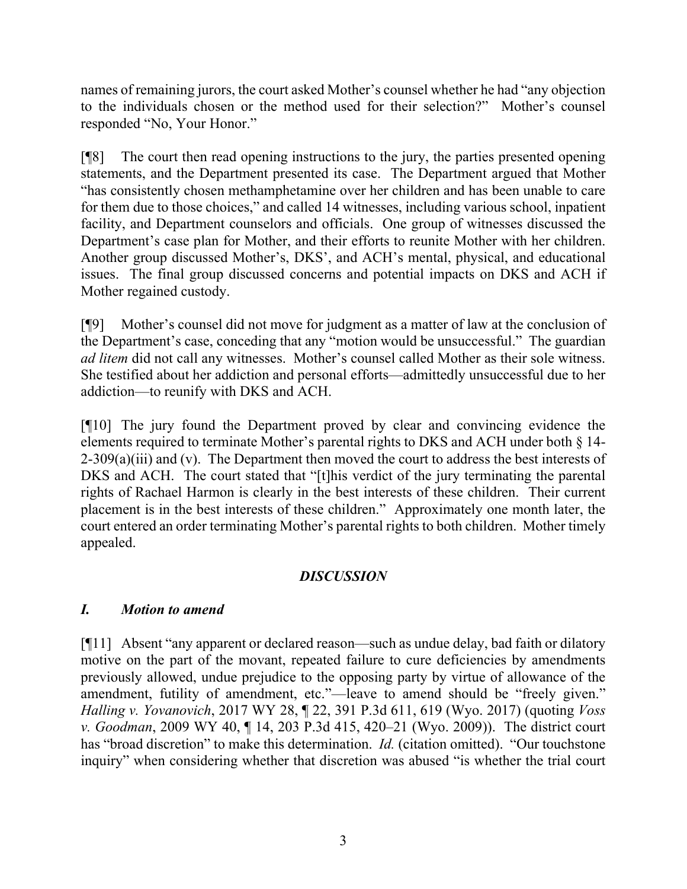names of remaining jurors, the court asked Mother's counsel whether he had "any objection to the individuals chosen or the method used for their selection?" Mother's counsel responded "No, Your Honor."

[¶8] The court then read opening instructions to the jury, the parties presented opening statements, and the Department presented its case. The Department argued that Mother "has consistently chosen methamphetamine over her children and has been unable to care for them due to those choices," and called 14 witnesses, including various school, inpatient facility, and Department counselors and officials. One group of witnesses discussed the Department's case plan for Mother, and their efforts to reunite Mother with her children. Another group discussed Mother's, DKS', and ACH's mental, physical, and educational issues. The final group discussed concerns and potential impacts on DKS and ACH if Mother regained custody.

[¶9] Mother's counsel did not move for judgment as a matter of law at the conclusion of the Department's case, conceding that any "motion would be unsuccessful." The guardian *ad litem* did not call any witnesses. Mother's counsel called Mother as their sole witness. She testified about her addiction and personal efforts—admittedly unsuccessful due to her addiction—to reunify with DKS and ACH.

[¶10] The jury found the Department proved by clear and convincing evidence the elements required to terminate Mother's parental rights to DKS and ACH under both § 14-2-309(a)(iii) and (v). The Department then moved the court to address the best interests of DKS and ACH. The court stated that "[t]his verdict of the jury terminating the parental rights of Rachael Harmon is clearly in the best interests of these children. Their current placement is in the best interests of these children." Approximately one month later, the court entered an order terminating Mother's parental rights to both children. Mother timely appealed.

## *DISCUSSION*

### *I. Motion to amend*

[¶11] Absent "any apparent or declared reason—such as undue delay, bad faith or dilatory motive on the part of the movant, repeated failure to cure deficiencies by amendments previously allowed, undue prejudice to the opposing party by virtue of allowance of the amendment, futility of amendment, etc."—leave to amend should be "freely given." *Halling v. Yovanovich*, 2017 WY 28, ¶ 22, 391 P.3d 611, 619 (Wyo. 2017) (quoting *Voss v. Goodman*, 2009 WY 40, ¶ 14, 203 P.3d 415, 420–21 (Wyo. 2009)). The district court has "broad discretion" to make this determination. *Id.* (citation omitted). "Our touchstone inquiry" when considering whether that discretion was abused "is whether the trial court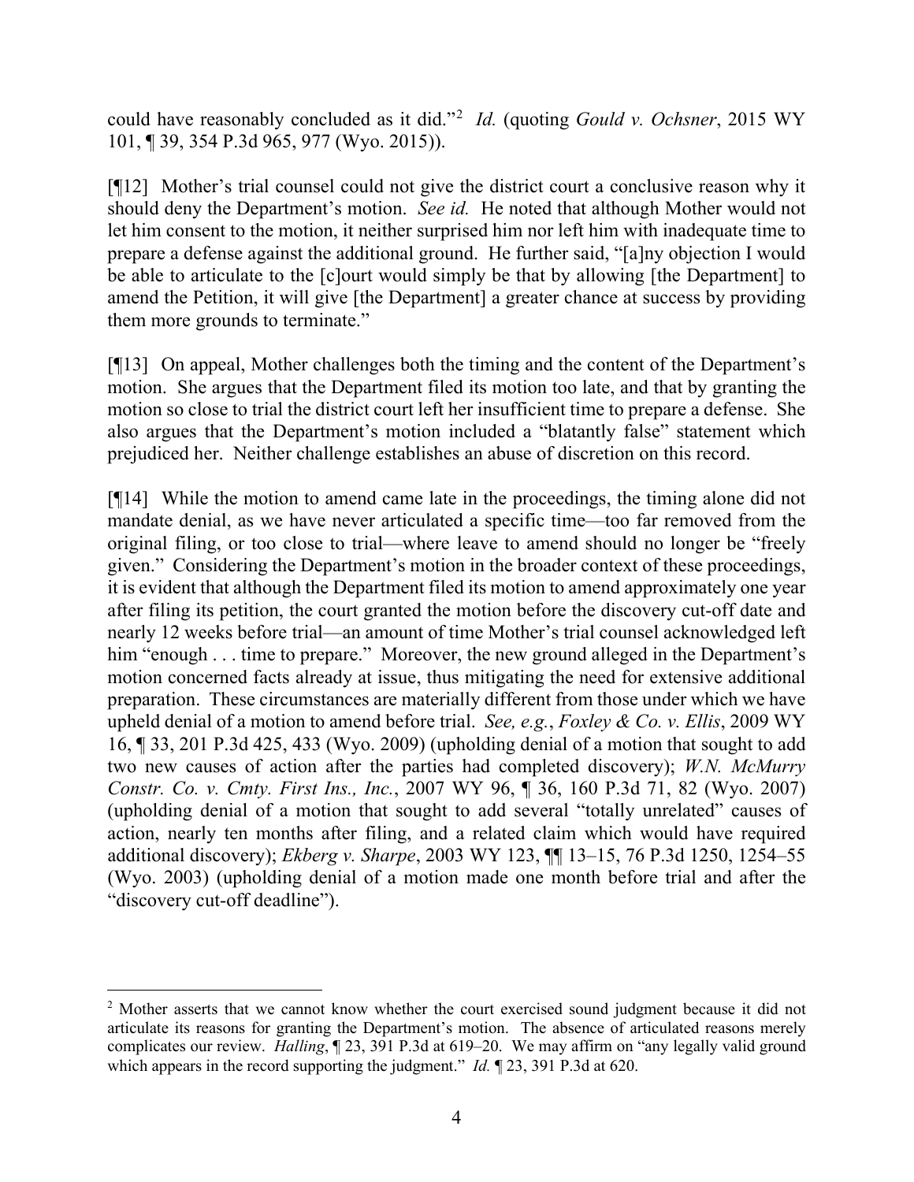could have reasonably concluded as it did."[2] *Id.* (quoting *Gould v. Ochsner*, 2015 WY 101, ¶ 39, 354 P.3d 965, 977 (Wyo. 2015)).

[¶12] Mother's trial counsel could not give the district court a conclusive reason why it should deny the Department's motion. *See id.* He noted that although Mother would not let him consent to the motion, it neither surprised him nor left him with inadequate time to prepare a defense against the additional ground. He further said, "[a]ny objection I would be able to articulate to the [c]ourt would simply be that by allowing [the Department] to amend the Petition, it will give [the Department] a greater chance at success by providing them more grounds to terminate."

[¶13] On appeal, Mother challenges both the timing and the content of the Department's motion. She argues that the Department filed its motion too late, and that by granting the motion so close to trial the district court left her insufficient time to prepare a defense. She also argues that the Department's motion included a "blatantly false" statement which prejudiced her. Neither challenge establishes an abuse of discretion on this record.

[¶14] While the motion to amend came late in the proceedings, the timing alone did not mandate denial, as we have never articulated a specific time—too far removed from the original filing, or too close to trial—where leave to amend should no longer be "freely given." Considering the Department's motion in the broader context of these proceedings, it is evident that although the Department filed its motion to amend approximately one year after filing its petition, the court granted the motion before the discovery cut-off date and nearly 12 weeks before trial—an amount of time Mother's trial counsel acknowledged left him "enough . . . time to prepare." Moreover, the new ground alleged in the Department's motion concerned facts already at issue, thus mitigating the need for extensive additional preparation. These circumstances are materially different from those under which we have upheld denial of a motion to amend before trial. *See, e.g.*, *Foxley & Co. v. Ellis*, 2009 WY 16, ¶ 33, 201 P.3d 425, 433 (Wyo. 2009) (upholding denial of a motion that sought to add two new causes of action after the parties had completed discovery); *W.N. McMurry Constr. Co. v. Cmty. First Ins., Inc.*, 2007 WY 96, ¶ 36, 160 P.3d 71, 82 (Wyo. 2007) (upholding denial of a motion that sought to add several "totally unrelated" causes of action, nearly ten months after filing, and a related claim which would have required additional discovery); *Ekberg v. Sharpe*, 2003 WY 123, ¶¶ 13–15, 76 P.3d 1250, 1254–55 (Wyo. 2003) (upholding denial of a motion made one month before trial and after the "discovery cut-off deadline").

---

[2] Mother asserts that we cannot know whether the court exercised sound judgment because it did not articulate its reasons for granting the Department's motion. The absence of articulated reasons merely complicates our review. *Halling*, ¶ 23, 391 P.3d at 619–20. We may affirm on "any legally valid ground which appears in the record supporting the judgment." *Id.* ¶ 23, 391 P.3d at 620.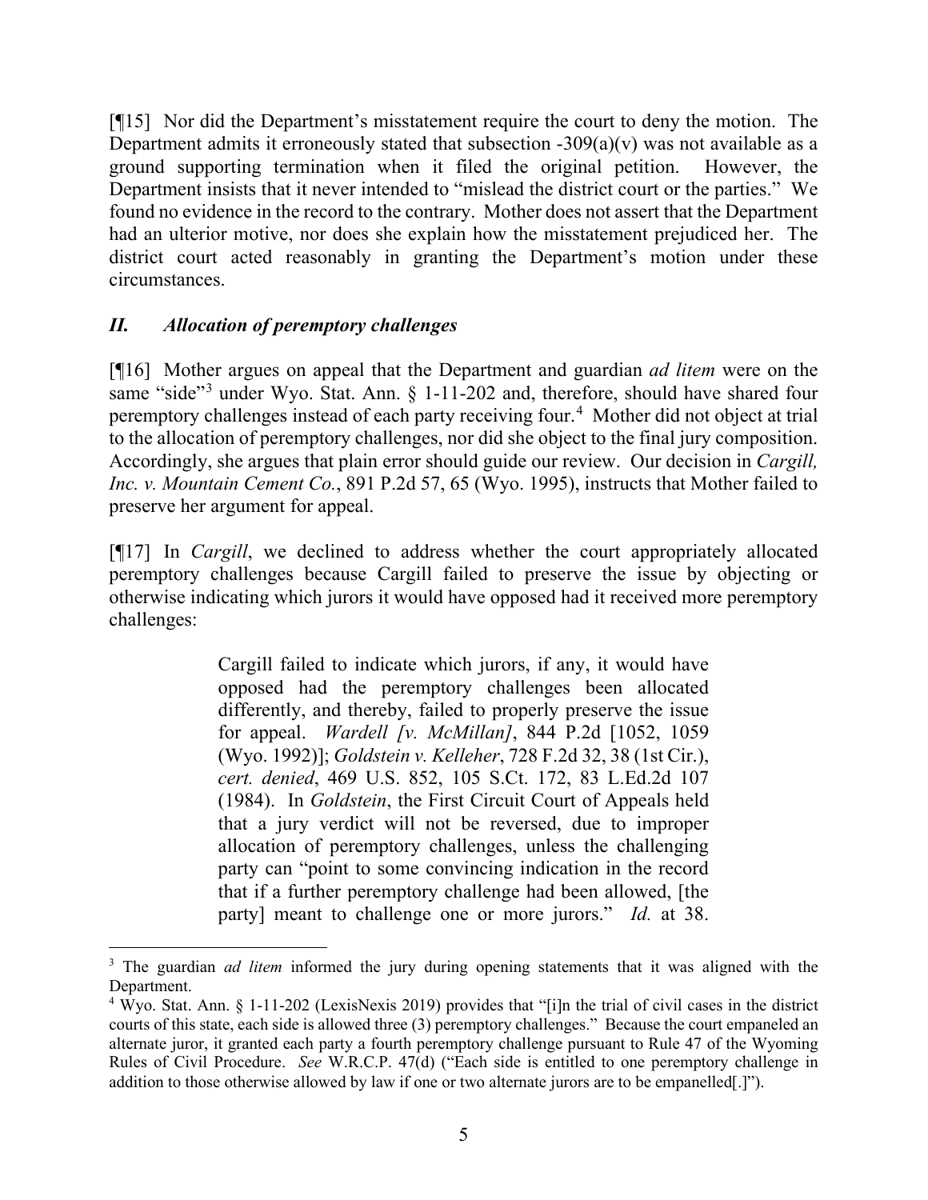[¶15] Nor did the Department's misstatement require the court to deny the motion. The Department admits it erroneously stated that subsection -309(a)(v) was not available as a ground supporting termination when it filed the original petition. However, the Department insists that it never intended to "mislead the district court or the parties." We found no evidence in the record to the contrary. Mother does not assert that the Department had an ulterior motive, nor does she explain how the misstatement prejudiced her. The district court acted reasonably in granting the Department's motion under these circumstances.

## *II. Allocation of peremptory challenges*

[¶16] Mother argues on appeal that the Department and guardian *ad litem* were on the same "side"[3] under Wyo. Stat. Ann. § 1-11-202 and, therefore, should have shared four peremptory challenges instead of each party receiving four.[4] Mother did not object at trial to the allocation of peremptory challenges, nor did she object to the final jury composition. Accordingly, she argues that plain error should guide our review. Our decision in *Cargill, Inc. v. Mountain Cement Co.*, 891 P.2d 57, 65 (Wyo. 1995), instructs that Mother failed to preserve her argument for appeal.

[¶17] In *Cargill*, we declined to address whether the court appropriately allocated peremptory challenges because Cargill failed to preserve the issue by objecting or otherwise indicating which jurors it would have opposed had it received more peremptory challenges:

> Cargill failed to indicate which jurors, if any, it would have opposed had the peremptory challenges been allocated differently, and thereby, failed to properly preserve the issue for appeal. *Wardell [v. McMillan]*, 844 P.2d [1052, 1059 (Wyo. 1992)]; *Goldstein v. Kelleher*, 728 F.2d 32, 38 (1st Cir.), *cert. denied*, 469 U.S. 852, 105 S.Ct. 172, 83 L.Ed.2d 107 (1984). In *Goldstein*, the First Circuit Court of Appeals held that a jury verdict will not be reversed, due to improper allocation of peremptory challenges, unless the challenging party can "point to some convincing indication in the record that if a further peremptory challenge had been allowed, [the party] meant to challenge one or more jurors." *Id.* at 38.

---

[3] The guardian *ad litem* informed the jury during opening statements that it was aligned with the Department.

[4] Wyo. Stat. Ann. § 1-11-202 (LexisNexis 2019) provides that "[i]n the trial of civil cases in the district courts of this state, each side is allowed three (3) peremptory challenges." Because the court empaneled an alternate juror, it granted each party a fourth peremptory challenge pursuant to Rule 47 of the Wyoming Rules of Civil Procedure. *See* W.R.C.P. 47(d) ("Each side is entitled to one peremptory challenge in addition to those otherwise allowed by law if one or two alternate jurors are to be empanelled[.]").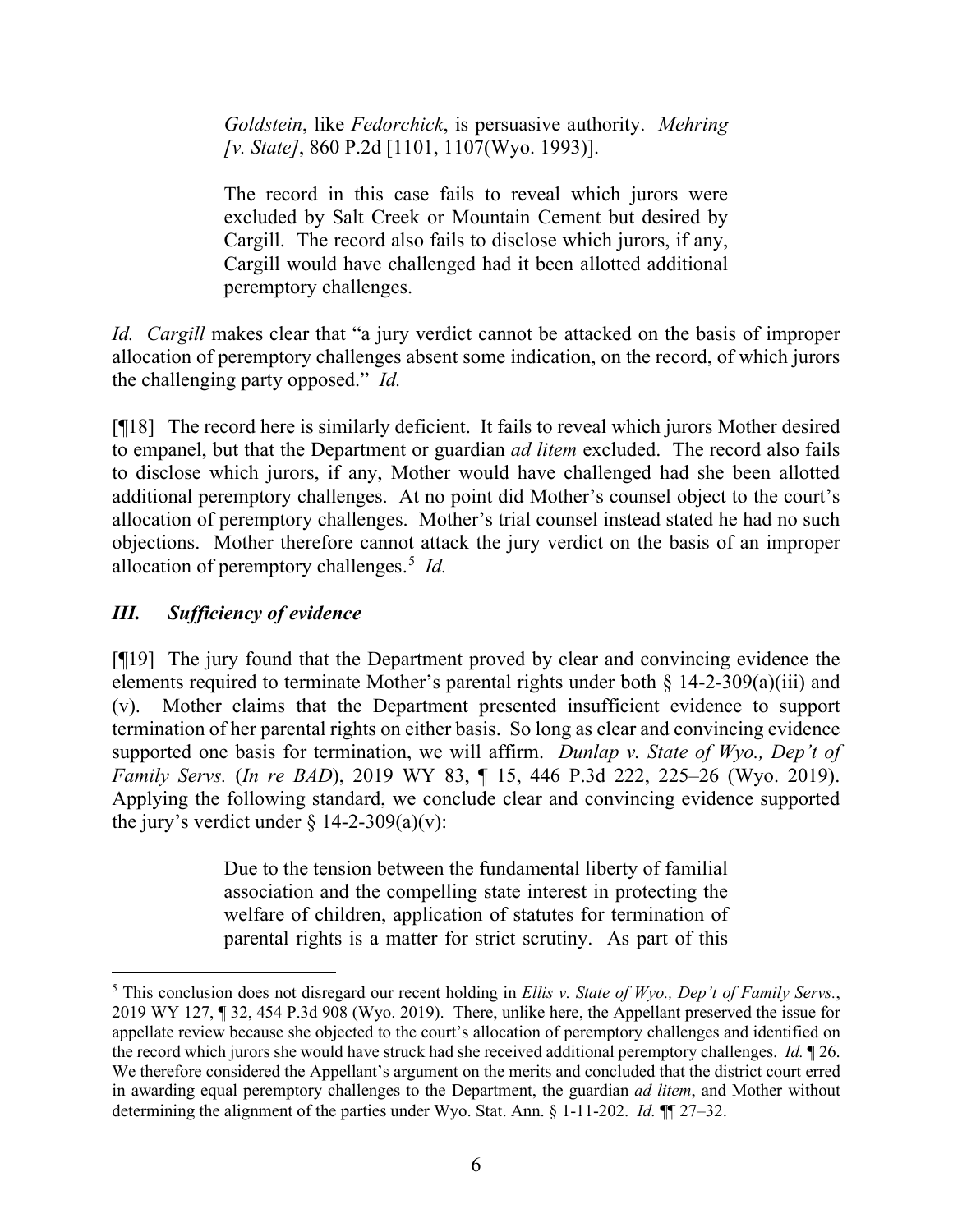> *Goldstein*, like *Fedorchick*, is persuasive authority. *Mehring [v. State]*, 860 P.2d [1101, 1107(Wyo. 1993)].
>
> The record in this case fails to reveal which jurors were excluded by Salt Creek or Mountain Cement but desired by Cargill. The record also fails to disclose which jurors, if any, Cargill would have challenged had it been allotted additional peremptory challenges.

*Id. Cargill* makes clear that "a jury verdict cannot be attacked on the basis of improper allocation of peremptory challenges absent some indication, on the record, of which jurors the challenging party opposed." *Id.*

[¶18] The record here is similarly deficient. It fails to reveal which jurors Mother desired to empanel, but that the Department or guardian *ad litem* excluded. The record also fails to disclose which jurors, if any, Mother would have challenged had she been allotted additional peremptory challenges. At no point did Mother's counsel object to the court's allocation of peremptory challenges. Mother's trial counsel instead stated he had no such objections. Mother therefore cannot attack the jury verdict on the basis of an improper allocation of peremptory challenges.[5] *Id.*

### *III. Sufficiency of evidence*

[¶19] The jury found that the Department proved by clear and convincing evidence the elements required to terminate Mother's parental rights under both § 14-2-309(a)(iii) and (v). Mother claims that the Department presented insufficient evidence to support termination of her parental rights on either basis. So long as clear and convincing evidence supported one basis for termination, we will affirm. *Dunlap v. State of Wyo., Dep't of Family Servs.* (*In re BAD*), 2019 WY 83, ¶ 15, 446 P.3d 222, 225–26 (Wyo. 2019). Applying the following standard, we conclude clear and convincing evidence supported the jury's verdict under § 14-2-309(a)(v):

> Due to the tension between the fundamental liberty of familial association and the compelling state interest in protecting the welfare of children, application of statutes for termination of parental rights is a matter for strict scrutiny. As part of this

[5] This conclusion does not disregard our recent holding in *Ellis v. State of Wyo., Dep't of Family Servs.*, 2019 WY 127, ¶ 32, 454 P.3d 908 (Wyo. 2019). There, unlike here, the Appellant preserved the issue for appellate review because she objected to the court's allocation of peremptory challenges and identified on the record which jurors she would have struck had she received additional peremptory challenges. *Id.* ¶ 26. We therefore considered the Appellant's argument on the merits and concluded that the district court erred in awarding equal peremptory challenges to the Department, the guardian *ad litem*, and Mother without determining the alignment of the parties under Wyo. Stat. Ann. § 1-11-202. *Id.* ¶¶ 27–32.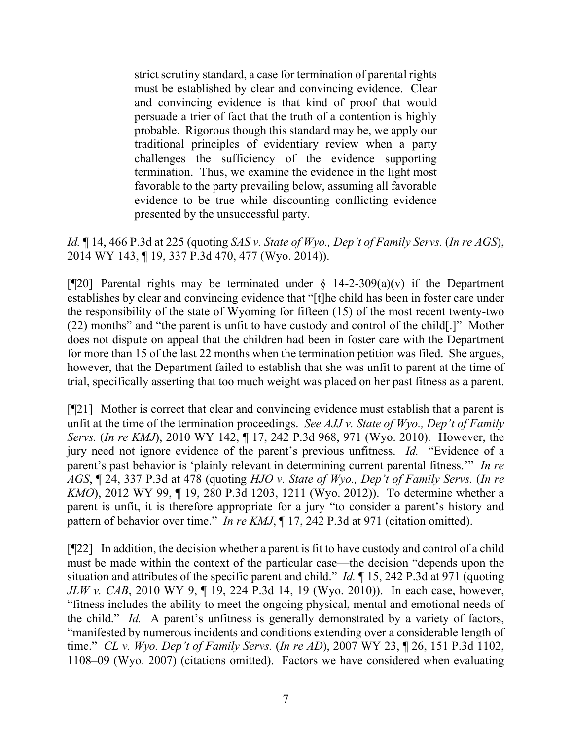> strict scrutiny standard, a case for termination of parental rights must be established by clear and convincing evidence. Clear and convincing evidence is that kind of proof that would persuade a trier of fact that the truth of a contention is highly probable. Rigorous though this standard may be, we apply our traditional principles of evidentiary review when a party challenges the sufficiency of the evidence supporting termination. Thus, we examine the evidence in the light most favorable to the party prevailing below, assuming all favorable evidence to be true while discounting conflicting evidence presented by the unsuccessful party.

*Id.* ¶ 14, 466 P.3d at 225 (quoting *SAS v. State of Wyo., Dep't of Family Servs.* (*In re AGS*), 2014 WY 143, ¶ 19, 337 P.3d 470, 477 (Wyo. 2014)).

[¶20] Parental rights may be terminated under § 14-2-309(a)(v) if the Department establishes by clear and convincing evidence that "[t]he child has been in foster care under the responsibility of the state of Wyoming for fifteen (15) of the most recent twenty-two (22) months" and "the parent is unfit to have custody and control of the child[.]" Mother does not dispute on appeal that the children had been in foster care with the Department for more than 15 of the last 22 months when the termination petition was filed. She argues, however, that the Department failed to establish that she was unfit to parent at the time of trial, specifically asserting that too much weight was placed on her past fitness as a parent.

[¶21] Mother is correct that clear and convincing evidence must establish that a parent is unfit at the time of the termination proceedings. *See AJJ v. State of Wyo., Dep't of Family Servs.* (*In re KMJ*), 2010 WY 142, ¶ 17, 242 P.3d 968, 971 (Wyo. 2010). However, the jury need not ignore evidence of the parent's previous unfitness. *Id.* "Evidence of a parent's past behavior is 'plainly relevant in determining current parental fitness.'" *In re AGS*, ¶ 24, 337 P.3d at 478 (quoting *HJO v. State of Wyo., Dep't of Family Servs.* (*In re KMO*), 2012 WY 99, ¶ 19, 280 P.3d 1203, 1211 (Wyo. 2012)). To determine whether a parent is unfit, it is therefore appropriate for a jury "to consider a parent's history and pattern of behavior over time." *In re KMJ*, ¶ 17, 242 P.3d at 971 (citation omitted).

[¶22] In addition, the decision whether a parent is fit to have custody and control of a child must be made within the context of the particular case—the decision "depends upon the situation and attributes of the specific parent and child." *Id.* ¶ 15, 242 P.3d at 971 (quoting *JLW v. CAB*, 2010 WY 9, ¶ 19, 224 P.3d 14, 19 (Wyo. 2010)). In each case, however, "fitness includes the ability to meet the ongoing physical, mental and emotional needs of the child." *Id.* A parent's unfitness is generally demonstrated by a variety of factors, "manifested by numerous incidents and conditions extending over a considerable length of time." *CL v. Wyo. Dep't of Family Servs.* (*In re AD*), 2007 WY 23, ¶ 26, 151 P.3d 1102, 1108–09 (Wyo. 2007) (citations omitted). Factors we have considered when evaluating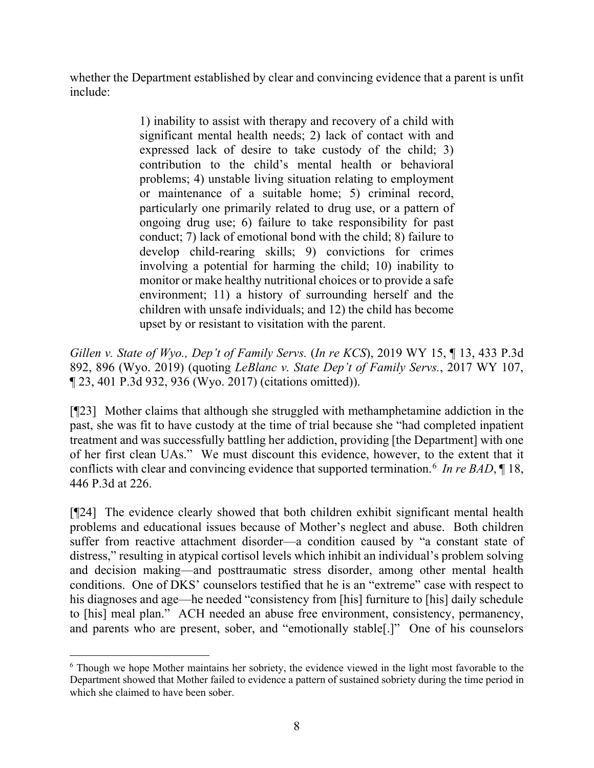whether the Department established by clear and convincing evidence that a parent is unfit include:

> 1) inability to assist with therapy and recovery of a child with significant mental health needs; 2) lack of contact with and expressed lack of desire to take custody of the child; 3) contribution to the child's mental health or behavioral problems; 4) unstable living situation relating to employment or maintenance of a suitable home; 5) criminal record, particularly one primarily related to drug use, or a pattern of ongoing drug use; 6) failure to take responsibility for past conduct; 7) lack of emotional bond with the child; 8) failure to develop child-rearing skills; 9) convictions for crimes involving a potential for harming the child; 10) inability to monitor or make healthy nutritional choices or to provide a safe environment; 11) a history of surrounding herself and the children with unsafe individuals; and 12) the child has become upset by or resistant to visitation with the parent.

*Gillen v. State of Wyo., Dep't of Family Servs.* (*In re KCS*), 2019 WY 15, ¶ 13, 433 P.3d 892, 896 (Wyo. 2019) (quoting *LeBlanc v. State Dep't of Family Servs.*, 2017 WY 107, ¶ 23, 401 P.3d 932, 936 (Wyo. 2017) (citations omitted)).

[¶23] Mother claims that although she struggled with methamphetamine addiction in the past, she was fit to have custody at the time of trial because she "had completed inpatient treatment and was successfully battling her addiction, providing [the Department] with one of her first clean UAs." We must discount this evidence, however, to the extent that it conflicts with clear and convincing evidence that supported termination.[6] *In re BAD*, ¶ 18, 446 P.3d at 226.

[¶24] The evidence clearly showed that both children exhibit significant mental health problems and educational issues because of Mother's neglect and abuse. Both children suffer from reactive attachment disorder—a condition caused by "a constant state of distress," resulting in atypical cortisol levels which inhibit an individual's problem solving and decision making—and posttraumatic stress disorder, among other mental health conditions. One of DKS' counselors testified that he is an "extreme" case with respect to his diagnoses and age—he needed "consistency from [his] furniture to [his] daily schedule to [his] meal plan." ACH needed an abuse free environment, consistency, permanency, and parents who are present, sober, and "emotionally stable[.]" One of his counselors

[6] Though we hope Mother maintains her sobriety, the evidence viewed in the light most favorable to the Department showed that Mother failed to evidence a pattern of sustained sobriety during the time period in which she claimed to have been sober.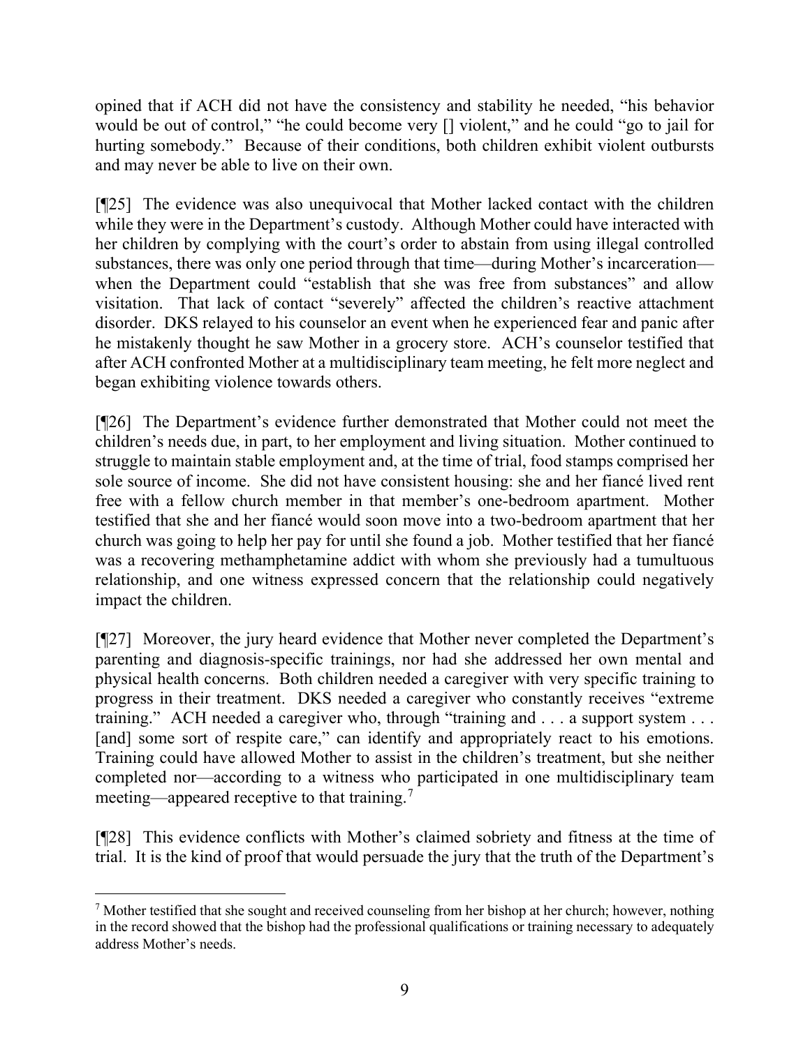opined that if ACH did not have the consistency and stability he needed, "his behavior would be out of control," "he could become very [] violent," and he could "go to jail for hurting somebody." Because of their conditions, both children exhibit violent outbursts and may never be able to live on their own.

[¶25] The evidence was also unequivocal that Mother lacked contact with the children while they were in the Department's custody. Although Mother could have interacted with her children by complying with the court's order to abstain from using illegal controlled substances, there was only one period through that time—during Mother's incarceration—when the Department could "establish that she was free from substances" and allow visitation. That lack of contact "severely" affected the children's reactive attachment disorder. DKS relayed to his counselor an event when he experienced fear and panic after he mistakenly thought he saw Mother in a grocery store. ACH's counselor testified that after ACH confronted Mother at a multidisciplinary team meeting, he felt more neglect and began exhibiting violence towards others.

[¶26] The Department's evidence further demonstrated that Mother could not meet the children's needs due, in part, to her employment and living situation. Mother continued to struggle to maintain stable employment and, at the time of trial, food stamps comprised her sole source of income. She did not have consistent housing: she and her fiancé lived rent free with a fellow church member in that member's one-bedroom apartment. Mother testified that she and her fiancé would soon move into a two-bedroom apartment that her church was going to help her pay for until she found a job. Mother testified that her fiancé was a recovering methamphetamine addict with whom she previously had a tumultuous relationship, and one witness expressed concern that the relationship could negatively impact the children.

[¶27] Moreover, the jury heard evidence that Mother never completed the Department's parenting and diagnosis-specific trainings, nor had she addressed her own mental and physical health concerns. Both children needed a caregiver with very specific training to progress in their treatment. DKS needed a caregiver who constantly receives "extreme training." ACH needed a caregiver who, through "training and . . . a support system . . . [and] some sort of respite care," can identify and appropriately react to his emotions. Training could have allowed Mother to assist in the children's treatment, but she neither completed nor—according to a witness who participated in one multidisciplinary team meeting—appeared receptive to that training.[7]

[¶28] This evidence conflicts with Mother's claimed sobriety and fitness at the time of trial. It is the kind of proof that would persuade the jury that the truth of the Department's

---

[7] Mother testified that she sought and received counseling from her bishop at her church; however, nothing in the record showed that the bishop had the professional qualifications or training necessary to adequately address Mother's needs.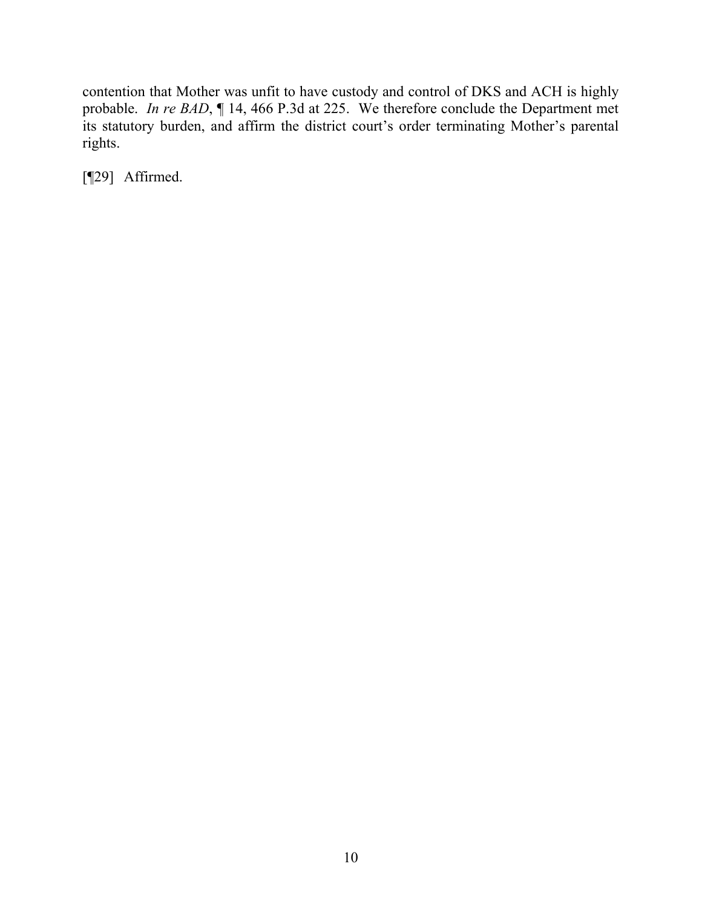contention that Mother was unfit to have custody and control of DKS and ACH is highly probable. *In re BAD*, ¶ 14, 466 P.3d at 225. We therefore conclude the Department met its statutory burden, and affirm the district court's order terminating Mother's parental rights.

[¶29] Affirmed.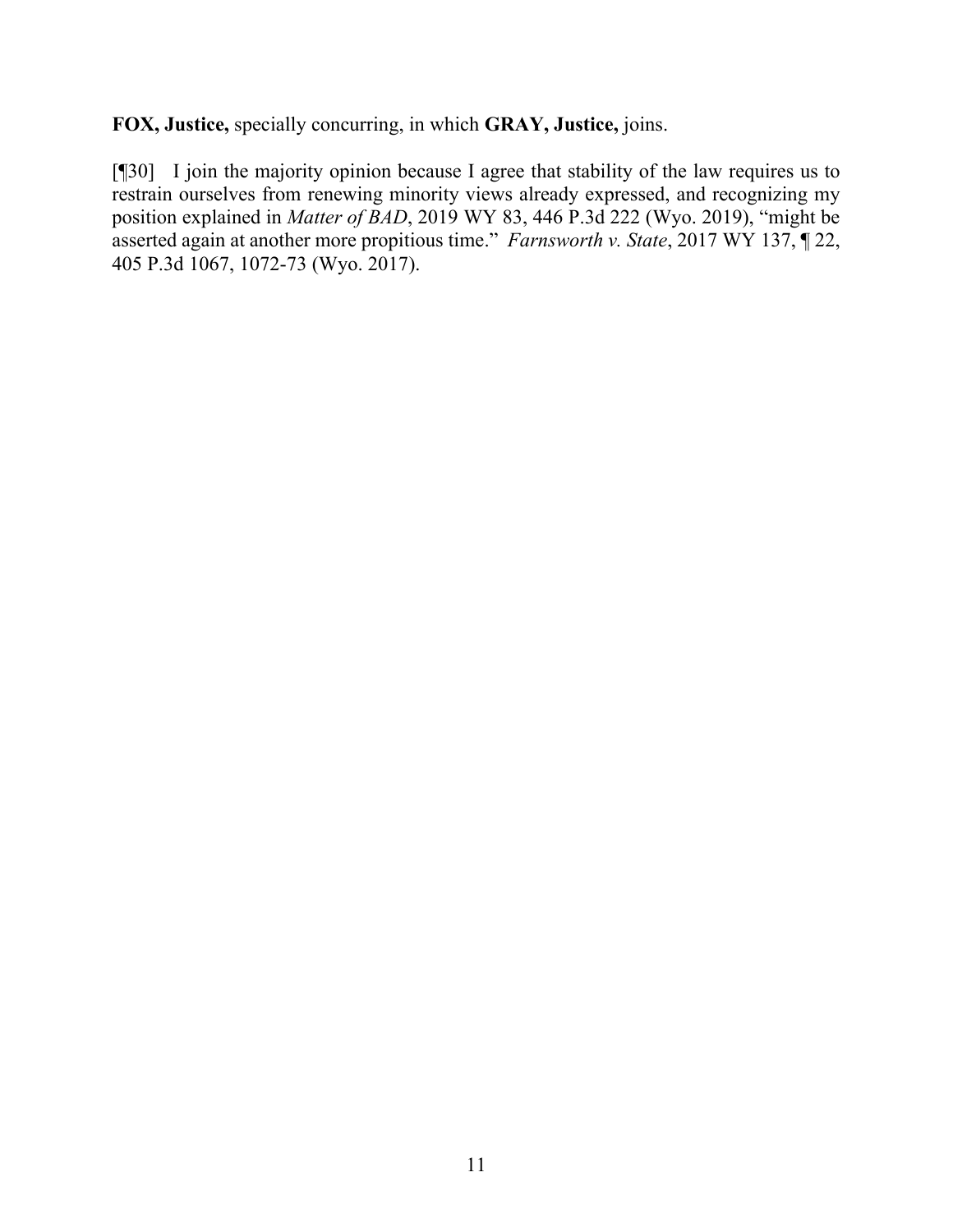**FOX, Justice,** specially concurring, in which **GRAY, Justice,** joins.

[¶30] I join the majority opinion because I agree that stability of the law requires us to restrain ourselves from renewing minority views already expressed, and recognizing my position explained in *Matter of BAD*, 2019 WY 83, 446 P.3d 222 (Wyo. 2019), "might be asserted again at another more propitious time." *Farnsworth v. State*, 2017 WY 137, ¶ 22, 405 P.3d 1067, 1072-73 (Wyo. 2017).